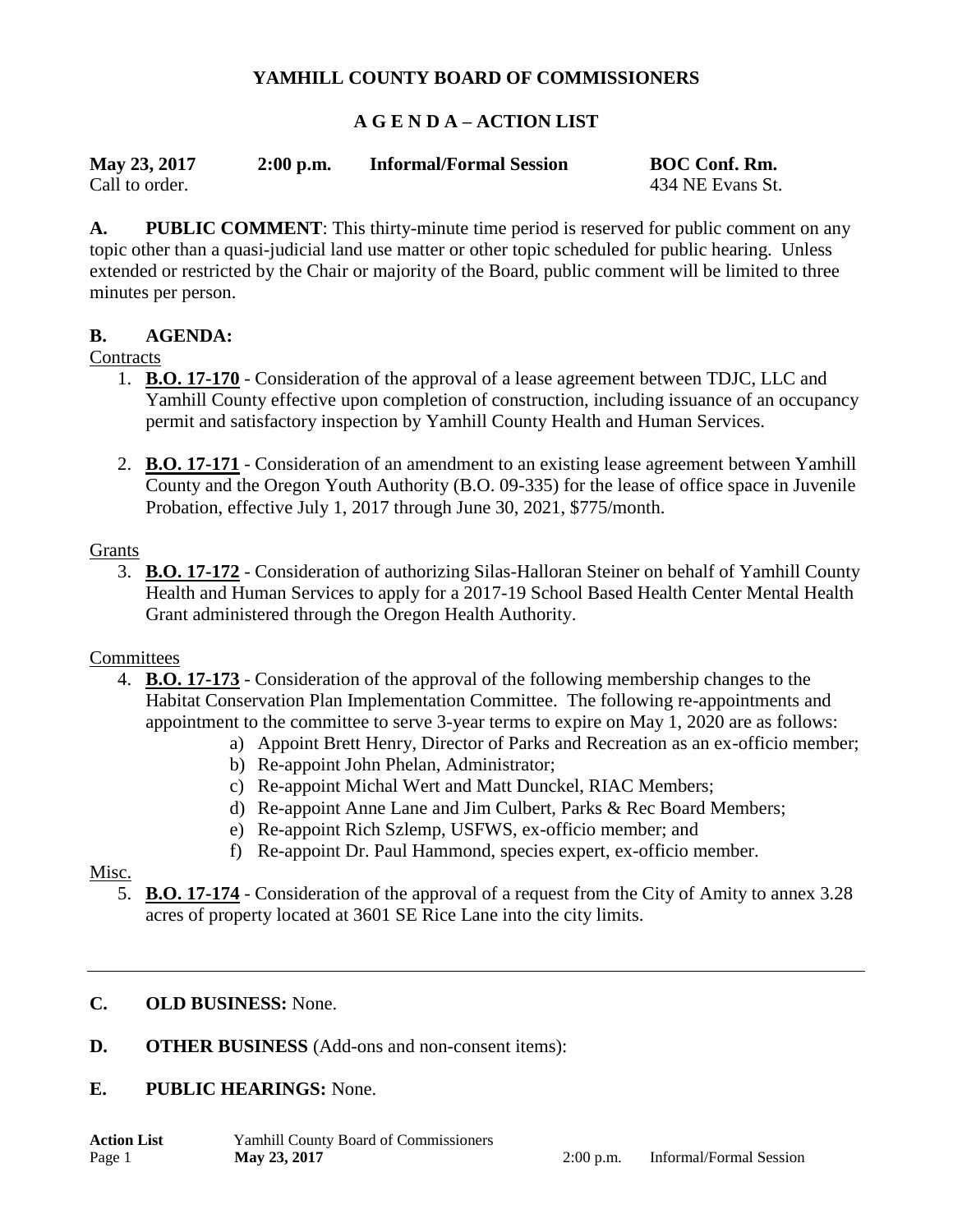# YAMHILL COUNTY BOARD OF COMMISSIONERS

## A G E N D A – ACTION LIST

**May 23, 2017** **2:00 p.m.** **Informal/Formal Session** **BOC Conf. Rm.**
Call to order. 434 NE Evans St.

**A. PUBLIC COMMENT**: This thirty-minute time period is reserved for public comment on any topic other than a quasi-judicial land use matter or other topic scheduled for public hearing. Unless extended or restricted by the Chair or majority of the Board, public comment will be limited to three minutes per person.

**B. AGENDA:**

Contracts

1. **B.O. 17-170** - Consideration of the approval of a lease agreement between TDJC, LLC and Yamhill County effective upon completion of construction, including issuance of an occupancy permit and satisfactory inspection by Yamhill County Health and Human Services.

2. **B.O. 17-171** - Consideration of an amendment to an existing lease agreement between Yamhill County and the Oregon Youth Authority (B.O. 09-335) for the lease of office space in Juvenile Probation, effective July 1, 2017 through June 30, 2021, $775/month.

Grants

3. **B.O. 17-172** - Consideration of authorizing Silas-Halloran Steiner on behalf of Yamhill County Health and Human Services to apply for a 2017-19 School Based Health Center Mental Health Grant administered through the Oregon Health Authority.

Committees

4. **B.O. 17-173** - Consideration of the approval of the following membership changes to the Habitat Conservation Plan Implementation Committee. The following re-appointments and appointment to the committee to serve 3-year terms to expire on May 1, 2020 are as follows:
   a) Appoint Brett Henry, Director of Parks and Recreation as an ex-officio member;
   b) Re-appoint John Phelan, Administrator;
   c) Re-appoint Michal Wert and Matt Dunckel, RIAC Members;
   d) Re-appoint Anne Lane and Jim Culbert, Parks & Rec Board Members;
   e) Re-appoint Rich Szlemp, USFWS, ex-officio member; and
   f) Re-appoint Dr. Paul Hammond, species expert, ex-officio member.

Misc.

5. **B.O. 17-174** - Consideration of the approval of a request from the City of Amity to annex 3.28 acres of property located at 3601 SE Rice Lane into the city limits.

---

**C. OLD BUSINESS:** None.

**D. OTHER BUSINESS** (Add-ons and non-consent items):

**E. PUBLIC HEARINGS:** None.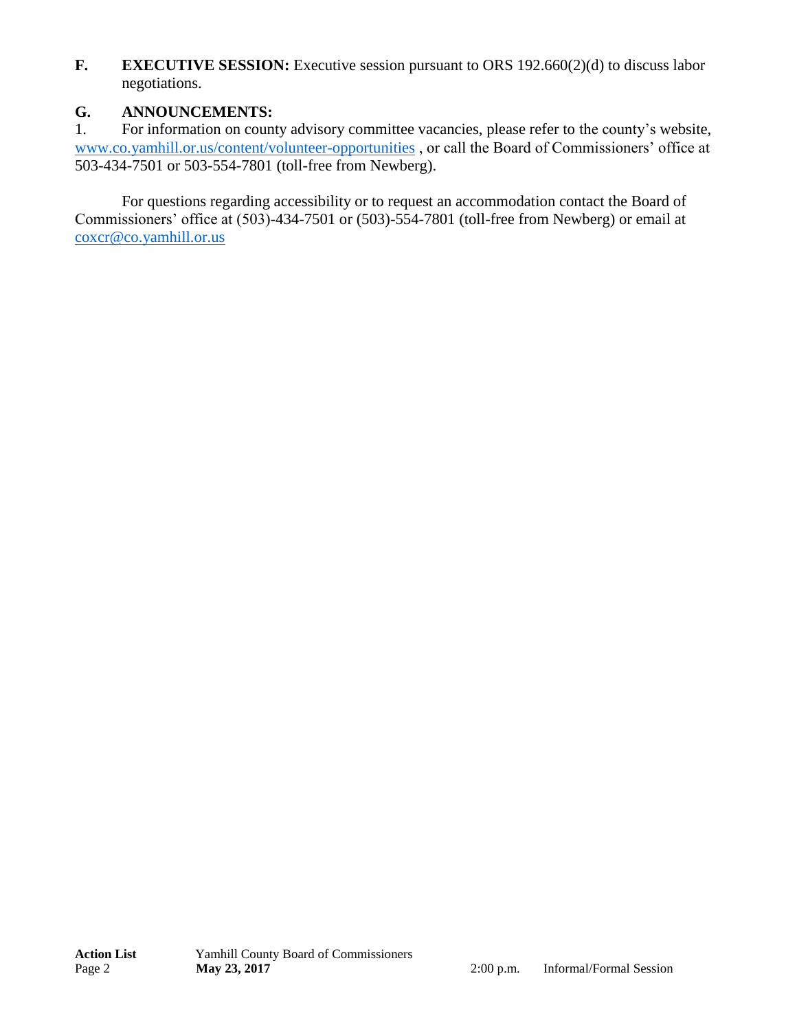**F. EXECUTIVE SESSION:** Executive session pursuant to ORS 192.660(2)(d) to discuss labor negotiations.

**G. ANNOUNCEMENTS:**

1. For information on county advisory committee vacancies, please refer to the county's website, www.co.yamhill.or.us/content/volunteer-opportunities , or call the Board of Commissioners' office at 503-434-7501 or 503-554-7801 (toll-free from Newberg).

For questions regarding accessibility or to request an accommodation contact the Board of Commissioners' office at (503)-434-7501 or (503)-554-7801 (toll-free from Newberg) or email at coxcr@co.yamhill.or.us